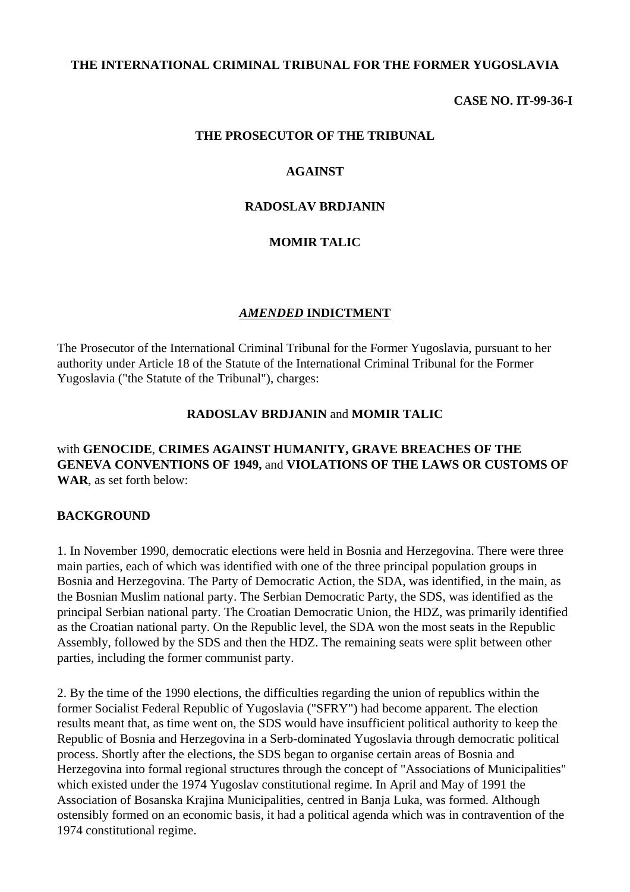**THE INTERNATIONAL CRIMINAL TRIBUNAL FOR THE FORMER YUGOSLAVIA**

**CASE NO. IT-99-36-I**

**THE PROSECUTOR OF THE TRIBUNAL**

**AGAINST**

**RADOSLAV BRDJANIN**

**MOMIR TALIC**

***AMENDED* INDICTMENT**

The Prosecutor of the International Criminal Tribunal for the Former Yugoslavia, pursuant to her authority under Article 18 of the Statute of the International Criminal Tribunal for the Former Yugoslavia ("the Statute of the Tribunal"), charges:

**RADOSLAV BRDJANIN** and **MOMIR TALIC**

with **GENOCIDE**, **CRIMES AGAINST HUMANITY, GRAVE BREACHES OF THE GENEVA CONVENTIONS OF 1949,** and **VIOLATIONS OF THE LAWS OR CUSTOMS OF WAR**, as set forth below:

**BACKGROUND**

1. In November 1990, democratic elections were held in Bosnia and Herzegovina. There were three main parties, each of which was identified with one of the three principal population groups in Bosnia and Herzegovina. The Party of Democratic Action, the SDA, was identified, in the main, as the Bosnian Muslim national party. The Serbian Democratic Party, the SDS, was identified as the principal Serbian national party. The Croatian Democratic Union, the HDZ, was primarily identified as the Croatian national party. On the Republic level, the SDA won the most seats in the Republic Assembly, followed by the SDS and then the HDZ. The remaining seats were split between other parties, including the former communist party.

2. By the time of the 1990 elections, the difficulties regarding the union of republics within the former Socialist Federal Republic of Yugoslavia ("SFRY") had become apparent. The election results meant that, as time went on, the SDS would have insufficient political authority to keep the Republic of Bosnia and Herzegovina in a Serb-dominated Yugoslavia through democratic political process. Shortly after the elections, the SDS began to organise certain areas of Bosnia and Herzegovina into formal regional structures through the concept of "Associations of Municipalities" which existed under the 1974 Yugoslav constitutional regime. In April and May of 1991 the Association of Bosanska Krajina Municipalities, centred in Banja Luka, was formed. Although ostensibly formed on an economic basis, it had a political agenda which was in contravention of the 1974 constitutional regime.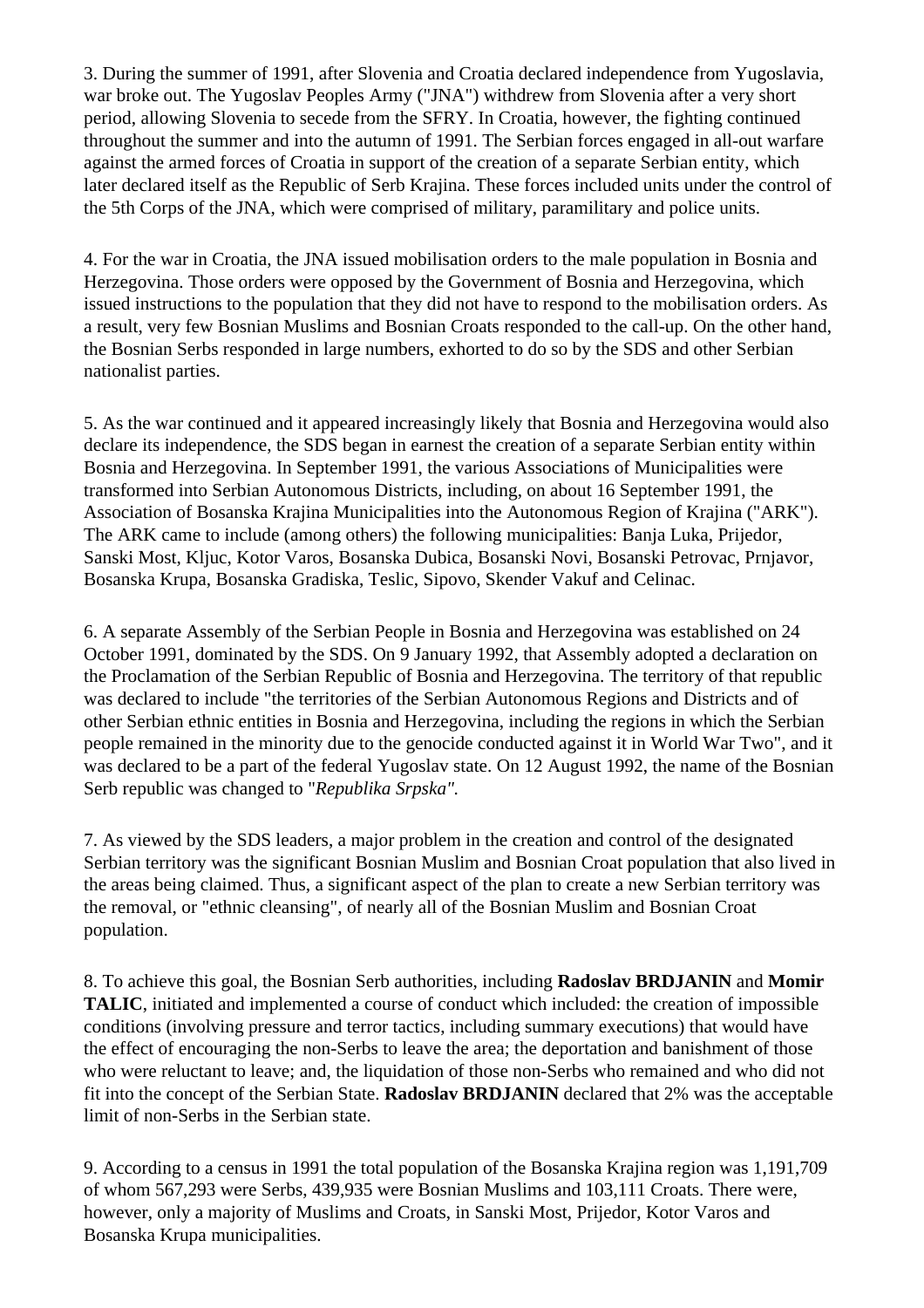3. During the summer of 1991, after Slovenia and Croatia declared independence from Yugoslavia, war broke out. The Yugoslav Peoples Army ("JNA") withdrew from Slovenia after a very short period, allowing Slovenia to secede from the SFRY. In Croatia, however, the fighting continued throughout the summer and into the autumn of 1991. The Serbian forces engaged in all-out warfare against the armed forces of Croatia in support of the creation of a separate Serbian entity, which later declared itself as the Republic of Serb Krajina. These forces included units under the control of the 5th Corps of the JNA, which were comprised of military, paramilitary and police units.

4. For the war in Croatia, the JNA issued mobilisation orders to the male population in Bosnia and Herzegovina. Those orders were opposed by the Government of Bosnia and Herzegovina, which issued instructions to the population that they did not have to respond to the mobilisation orders. As a result, very few Bosnian Muslims and Bosnian Croats responded to the call-up. On the other hand, the Bosnian Serbs responded in large numbers, exhorted to do so by the SDS and other Serbian nationalist parties.

5. As the war continued and it appeared increasingly likely that Bosnia and Herzegovina would also declare its independence, the SDS began in earnest the creation of a separate Serbian entity within Bosnia and Herzegovina. In September 1991, the various Associations of Municipalities were transformed into Serbian Autonomous Districts, including, on about 16 September 1991, the Association of Bosanska Krajina Municipalities into the Autonomous Region of Krajina ("ARK"). The ARK came to include (among others) the following municipalities: Banja Luka, Prijedor, Sanski Most, Kljuc, Kotor Varos, Bosanska Dubica, Bosanski Novi, Bosanski Petrovac, Prnjavor, Bosanska Krupa, Bosanska Gradiska, Teslic, Sipovo, Skender Vakuf and Celinac.

6. A separate Assembly of the Serbian People in Bosnia and Herzegovina was established on 24 October 1991, dominated by the SDS. On 9 January 1992, that Assembly adopted a declaration on the Proclamation of the Serbian Republic of Bosnia and Herzegovina. The territory of that republic was declared to include "the territories of the Serbian Autonomous Regions and Districts and of other Serbian ethnic entities in Bosnia and Herzegovina, including the regions in which the Serbian people remained in the minority due to the genocide conducted against it in World War Two", and it was declared to be a part of the federal Yugoslav state. On 12 August 1992, the name of the Bosnian Serb republic was changed to "*Republika Srpska".*

7. As viewed by the SDS leaders, a major problem in the creation and control of the designated Serbian territory was the significant Bosnian Muslim and Bosnian Croat population that also lived in the areas being claimed. Thus, a significant aspect of the plan to create a new Serbian territory was the removal, or "ethnic cleansing", of nearly all of the Bosnian Muslim and Bosnian Croat population.

8. To achieve this goal, the Bosnian Serb authorities, including **Radoslav BRDJANIN** and **Momir TALIC**, initiated and implemented a course of conduct which included: the creation of impossible conditions (involving pressure and terror tactics, including summary executions) that would have the effect of encouraging the non-Serbs to leave the area; the deportation and banishment of those who were reluctant to leave; and, the liquidation of those non-Serbs who remained and who did not fit into the concept of the Serbian State. **Radoslav BRDJANIN** declared that 2% was the acceptable limit of non-Serbs in the Serbian state.

9. According to a census in 1991 the total population of the Bosanska Krajina region was 1,191,709 of whom 567,293 were Serbs, 439,935 were Bosnian Muslims and 103,111 Croats. There were, however, only a majority of Muslims and Croats, in Sanski Most, Prijedor, Kotor Varos and Bosanska Krupa municipalities.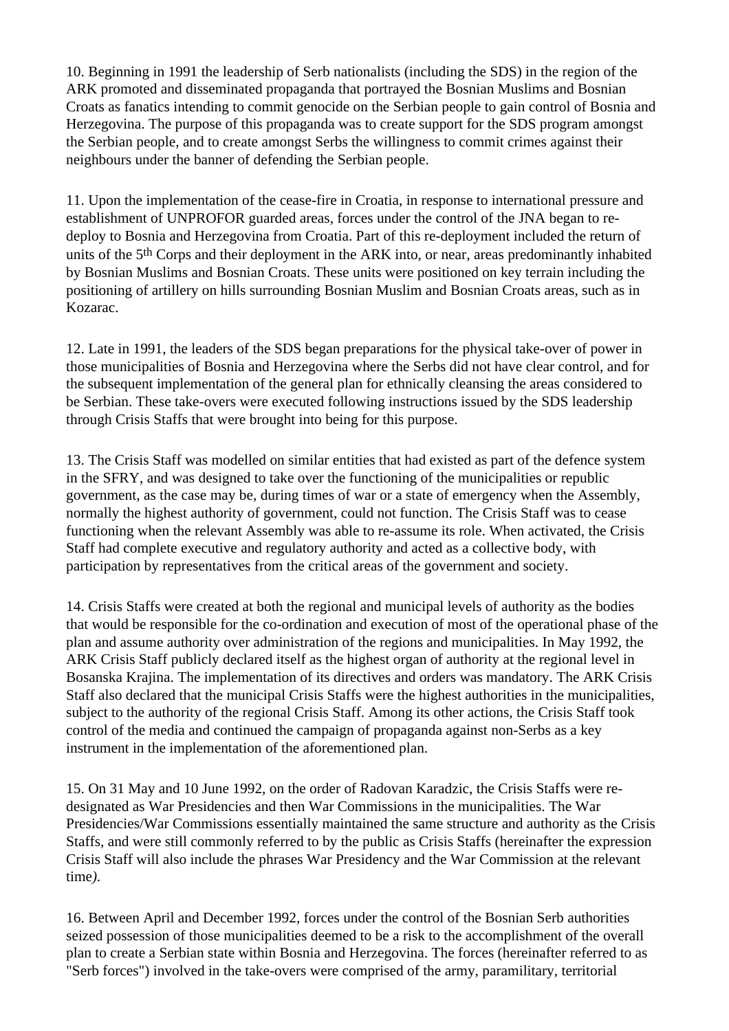10. Beginning in 1991 the leadership of Serb nationalists (including the SDS) in the region of the ARK promoted and disseminated propaganda that portrayed the Bosnian Muslims and Bosnian Croats as fanatics intending to commit genocide on the Serbian people to gain control of Bosnia and Herzegovina. The purpose of this propaganda was to create support for the SDS program amongst the Serbian people, and to create amongst Serbs the willingness to commit crimes against their neighbours under the banner of defending the Serbian people.

11. Upon the implementation of the cease-fire in Croatia, in response to international pressure and establishment of UNPROFOR guarded areas, forces under the control of the JNA began to re-deploy to Bosnia and Herzegovina from Croatia. Part of this re-deployment included the return of units of the 5th Corps and their deployment in the ARK into, or near, areas predominantly inhabited by Bosnian Muslims and Bosnian Croats. These units were positioned on key terrain including the positioning of artillery on hills surrounding Bosnian Muslim and Bosnian Croats areas, such as in Kozarac.

12. Late in 1991, the leaders of the SDS began preparations for the physical take-over of power in those municipalities of Bosnia and Herzegovina where the Serbs did not have clear control, and for the subsequent implementation of the general plan for ethnically cleansing the areas considered to be Serbian. These take-overs were executed following instructions issued by the SDS leadership through Crisis Staffs that were brought into being for this purpose.

13. The Crisis Staff was modelled on similar entities that had existed as part of the defence system in the SFRY, and was designed to take over the functioning of the municipalities or republic government, as the case may be, during times of war or a state of emergency when the Assembly, normally the highest authority of government, could not function. The Crisis Staff was to cease functioning when the relevant Assembly was able to re-assume its role. When activated, the Crisis Staff had complete executive and regulatory authority and acted as a collective body, with participation by representatives from the critical areas of the government and society.

14. Crisis Staffs were created at both the regional and municipal levels of authority as the bodies that would be responsible for the co-ordination and execution of most of the operational phase of the plan and assume authority over administration of the regions and municipalities. In May 1992, the ARK Crisis Staff publicly declared itself as the highest organ of authority at the regional level in Bosanska Krajina. The implementation of its directives and orders was mandatory. The ARK Crisis Staff also declared that the municipal Crisis Staffs were the highest authorities in the municipalities, subject to the authority of the regional Crisis Staff. Among its other actions, the Crisis Staff took control of the media and continued the campaign of propaganda against non-Serbs as a key instrument in the implementation of the aforementioned plan.

15. On 31 May and 10 June 1992, on the order of Radovan Karadzic, the Crisis Staffs were re-designated as War Presidencies and then War Commissions in the municipalities. The War Presidencies/War Commissions essentially maintained the same structure and authority as the Crisis Staffs, and were still commonly referred to by the public as Crisis Staffs (hereinafter the expression Crisis Staff will also include the phrases War Presidency and the War Commission at the relevant time*)*.

16. Between April and December 1992, forces under the control of the Bosnian Serb authorities seized possession of those municipalities deemed to be a risk to the accomplishment of the overall plan to create a Serbian state within Bosnia and Herzegovina. The forces (hereinafter referred to as "Serb forces") involved in the take-overs were comprised of the army, paramilitary, territorial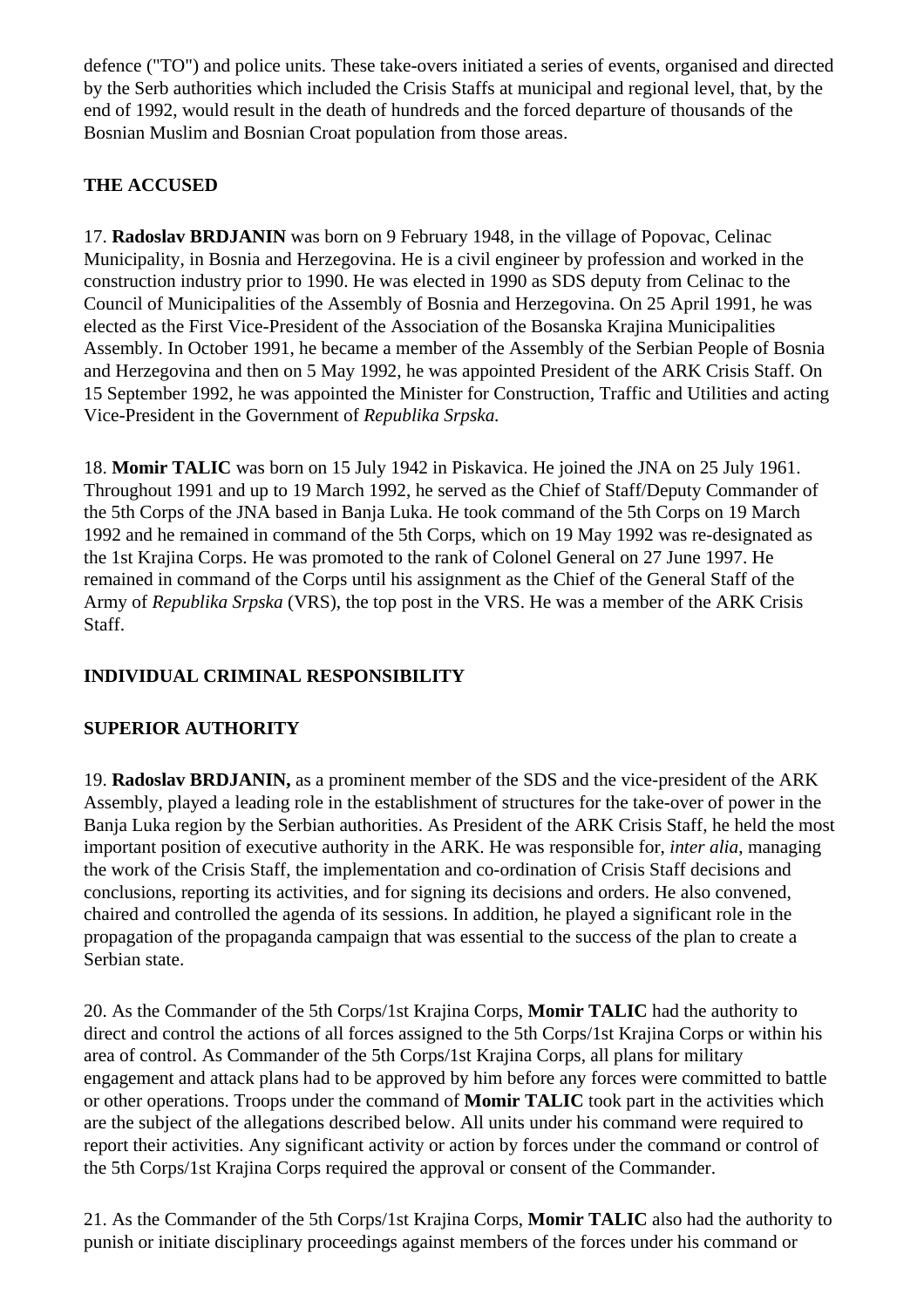defence ("TO") and police units. These take-overs initiated a series of events, organised and directed by the Serb authorities which included the Crisis Staffs at municipal and regional level, that, by the end of 1992, would result in the death of hundreds and the forced departure of thousands of the Bosnian Muslim and Bosnian Croat population from those areas.

## THE ACCUSED

17. **Radoslav BRDJANIN** was born on 9 February 1948, in the village of Popovac, Celinac Municipality, in Bosnia and Herzegovina. He is a civil engineer by profession and worked in the construction industry prior to 1990. He was elected in 1990 as SDS deputy from Celinac to the Council of Municipalities of the Assembly of Bosnia and Herzegovina. On 25 April 1991, he was elected as the First Vice-President of the Association of the Bosanska Krajina Municipalities Assembly. In October 1991, he became a member of the Assembly of the Serbian People of Bosnia and Herzegovina and then on 5 May 1992, he was appointed President of the ARK Crisis Staff. On 15 September 1992, he was appointed the Minister for Construction, Traffic and Utilities and acting Vice-President in the Government of *Republika Srpska.*

18. **Momir TALIC** was born on 15 July 1942 in Piskavica. He joined the JNA on 25 July 1961. Throughout 1991 and up to 19 March 1992, he served as the Chief of Staff/Deputy Commander of the 5th Corps of the JNA based in Banja Luka. He took command of the 5th Corps on 19 March 1992 and he remained in command of the 5th Corps, which on 19 May 1992 was re-designated as the 1st Krajina Corps. He was promoted to the rank of Colonel General on 27 June 1997. He remained in command of the Corps until his assignment as the Chief of the General Staff of the Army of *Republika Srpska* (VRS), the top post in the VRS. He was a member of the ARK Crisis Staff.

## INDIVIDUAL CRIMINAL RESPONSIBILITY

## SUPERIOR AUTHORITY

19. **Radoslav BRDJANIN,** as a prominent member of the SDS and the vice-president of the ARK Assembly, played a leading role in the establishment of structures for the take-over of power in the Banja Luka region by the Serbian authorities. As President of the ARK Crisis Staff, he held the most important position of executive authority in the ARK. He was responsible for, *inter alia*, managing the work of the Crisis Staff, the implementation and co-ordination of Crisis Staff decisions and conclusions, reporting its activities, and for signing its decisions and orders. He also convened, chaired and controlled the agenda of its sessions. In addition, he played a significant role in the propagation of the propaganda campaign that was essential to the success of the plan to create a Serbian state.

20. As the Commander of the 5th Corps/1st Krajina Corps, **Momir TALIC** had the authority to direct and control the actions of all forces assigned to the 5th Corps/1st Krajina Corps or within his area of control. As Commander of the 5th Corps/1st Krajina Corps, all plans for military engagement and attack plans had to be approved by him before any forces were committed to battle or other operations. Troops under the command of **Momir TALIC** took part in the activities which are the subject of the allegations described below. All units under his command were required to report their activities. Any significant activity or action by forces under the command or control of the 5th Corps/1st Krajina Corps required the approval or consent of the Commander.

21. As the Commander of the 5th Corps/1st Krajina Corps, **Momir TALIC** also had the authority to punish or initiate disciplinary proceedings against members of the forces under his command or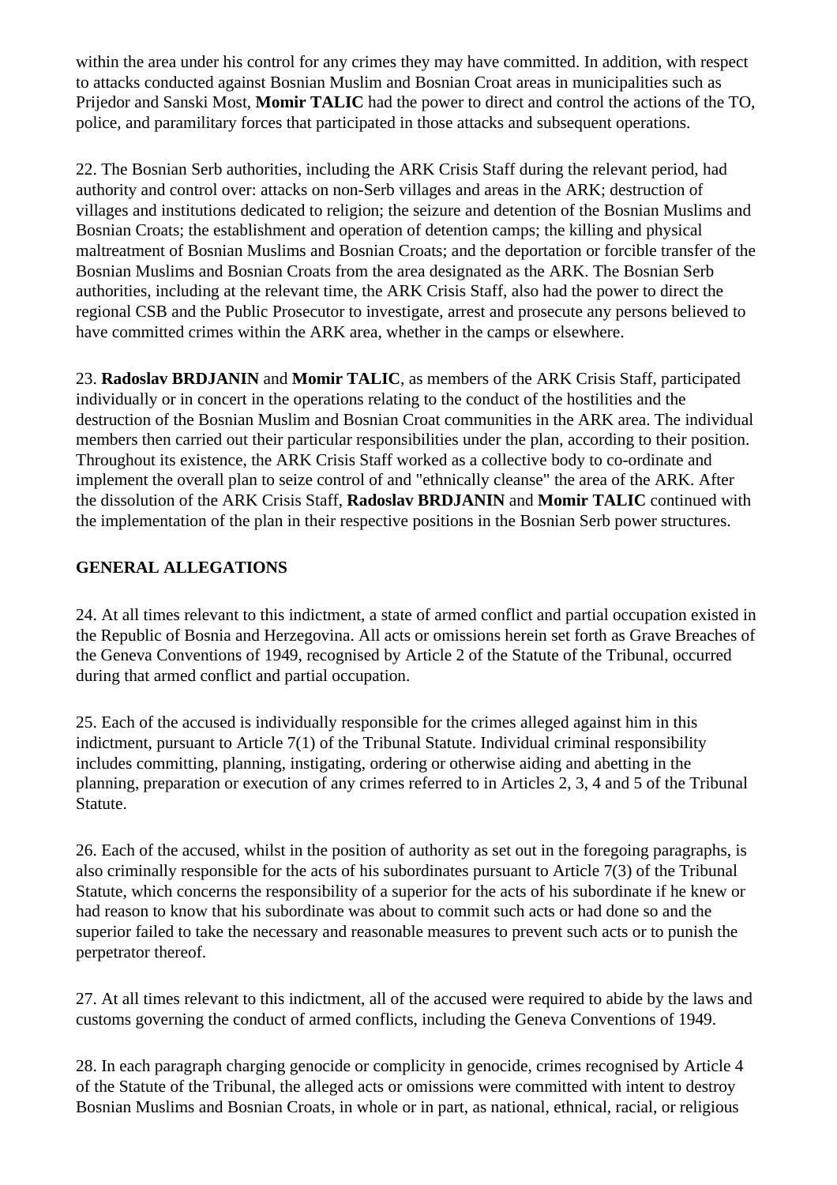within the area under his control for any crimes they may have committed. In addition, with respect to attacks conducted against Bosnian Muslim and Bosnian Croat areas in municipalities such as Prijedor and Sanski Most, **Momir TALIC** had the power to direct and control the actions of the TO, police, and paramilitary forces that participated in those attacks and subsequent operations.

22. The Bosnian Serb authorities, including the ARK Crisis Staff during the relevant period, had authority and control over: attacks on non-Serb villages and areas in the ARK; destruction of villages and institutions dedicated to religion; the seizure and detention of the Bosnian Muslims and Bosnian Croats; the establishment and operation of detention camps; the killing and physical maltreatment of Bosnian Muslims and Bosnian Croats; and the deportation or forcible transfer of the Bosnian Muslims and Bosnian Croats from the area designated as the ARK. The Bosnian Serb authorities, including at the relevant time, the ARK Crisis Staff, also had the power to direct the regional CSB and the Public Prosecutor to investigate, arrest and prosecute any persons believed to have committed crimes within the ARK area, whether in the camps or elsewhere.

23. **Radoslav BRDJANIN** and **Momir TALIC**, as members of the ARK Crisis Staff, participated individually or in concert in the operations relating to the conduct of the hostilities and the destruction of the Bosnian Muslim and Bosnian Croat communities in the ARK area. The individual members then carried out their particular responsibilities under the plan, according to their position. Throughout its existence, the ARK Crisis Staff worked as a collective body to co-ordinate and implement the overall plan to seize control of and "ethnically cleanse" the area of the ARK. After the dissolution of the ARK Crisis Staff, **Radoslav BRDJANIN** and **Momir TALIC** continued with the implementation of the plan in their respective positions in the Bosnian Serb power structures.

**GENERAL ALLEGATIONS**

24. At all times relevant to this indictment, a state of armed conflict and partial occupation existed in the Republic of Bosnia and Herzegovina. All acts or omissions herein set forth as Grave Breaches of the Geneva Conventions of 1949, recognised by Article 2 of the Statute of the Tribunal, occurred during that armed conflict and partial occupation.

25. Each of the accused is individually responsible for the crimes alleged against him in this indictment, pursuant to Article 7(1) of the Tribunal Statute. Individual criminal responsibility includes committing, planning, instigating, ordering or otherwise aiding and abetting in the planning, preparation or execution of any crimes referred to in Articles 2, 3, 4 and 5 of the Tribunal Statute.

26. Each of the accused, whilst in the position of authority as set out in the foregoing paragraphs, is also criminally responsible for the acts of his subordinates pursuant to Article 7(3) of the Tribunal Statute, which concerns the responsibility of a superior for the acts of his subordinate if he knew or had reason to know that his subordinate was about to commit such acts or had done so and the superior failed to take the necessary and reasonable measures to prevent such acts or to punish the perpetrator thereof.

27. At all times relevant to this indictment, all of the accused were required to abide by the laws and customs governing the conduct of armed conflicts, including the Geneva Conventions of 1949.

28. In each paragraph charging genocide or complicity in genocide, crimes recognised by Article 4 of the Statute of the Tribunal, the alleged acts or omissions were committed with intent to destroy Bosnian Muslims and Bosnian Croats, in whole or in part, as national, ethnical, racial, or religious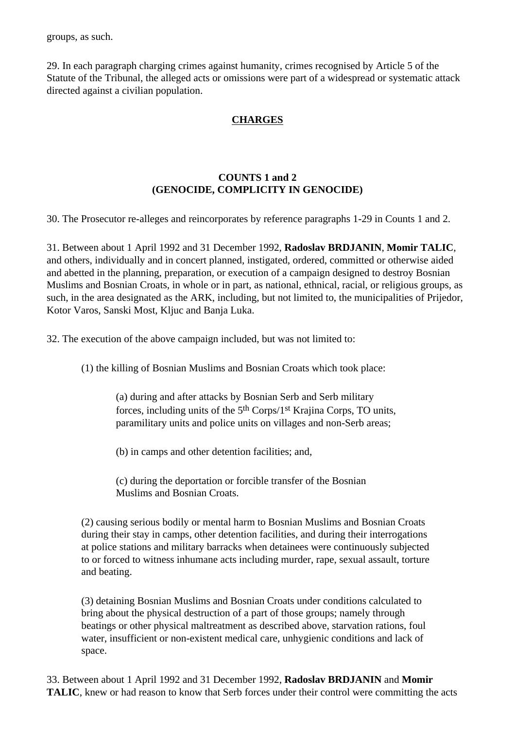groups, as such.

29. In each paragraph charging crimes against humanity, crimes recognised by Article 5 of the Statute of the Tribunal, the alleged acts or omissions were part of a widespread or systematic attack directed against a civilian population.

## CHARGES

### COUNTS 1 and 2
### (GENOCIDE, COMPLICITY IN GENOCIDE)

30. The Prosecutor re-alleges and reincorporates by reference paragraphs 1-29 in Counts 1 and 2.

31. Between about 1 April 1992 and 31 December 1992, **Radoslav BRDJANIN**, **Momir TALIC**, and others, individually and in concert planned, instigated, ordered, committed or otherwise aided and abetted in the planning, preparation, or execution of a campaign designed to destroy Bosnian Muslims and Bosnian Croats, in whole or in part, as national, ethnical, racial, or religious groups, as such, in the area designated as the ARK, including, but not limited to, the municipalities of Prijedor, Kotor Varos, Sanski Most, Kljuc and Banja Luka.

32. The execution of the above campaign included, but was not limited to:

(1) the killing of Bosnian Muslims and Bosnian Croats which took place:

(a) during and after attacks by Bosnian Serb and Serb military forces, including units of the 5th Corps/1st Krajina Corps, TO units, paramilitary units and police units on villages and non-Serb areas;

(b) in camps and other detention facilities; and,

(c) during the deportation or forcible transfer of the Bosnian Muslims and Bosnian Croats.

(2) causing serious bodily or mental harm to Bosnian Muslims and Bosnian Croats during their stay in camps, other detention facilities, and during their interrogations at police stations and military barracks when detainees were continuously subjected to or forced to witness inhumane acts including murder, rape, sexual assault, torture and beating.

(3) detaining Bosnian Muslims and Bosnian Croats under conditions calculated to bring about the physical destruction of a part of those groups; namely through beatings or other physical maltreatment as described above, starvation rations, foul water, insufficient or non-existent medical care, unhygienic conditions and lack of space.

33. Between about 1 April 1992 and 31 December 1992, **Radoslav BRDJANIN** and **Momir TALIC**, knew or had reason to know that Serb forces under their control were committing the acts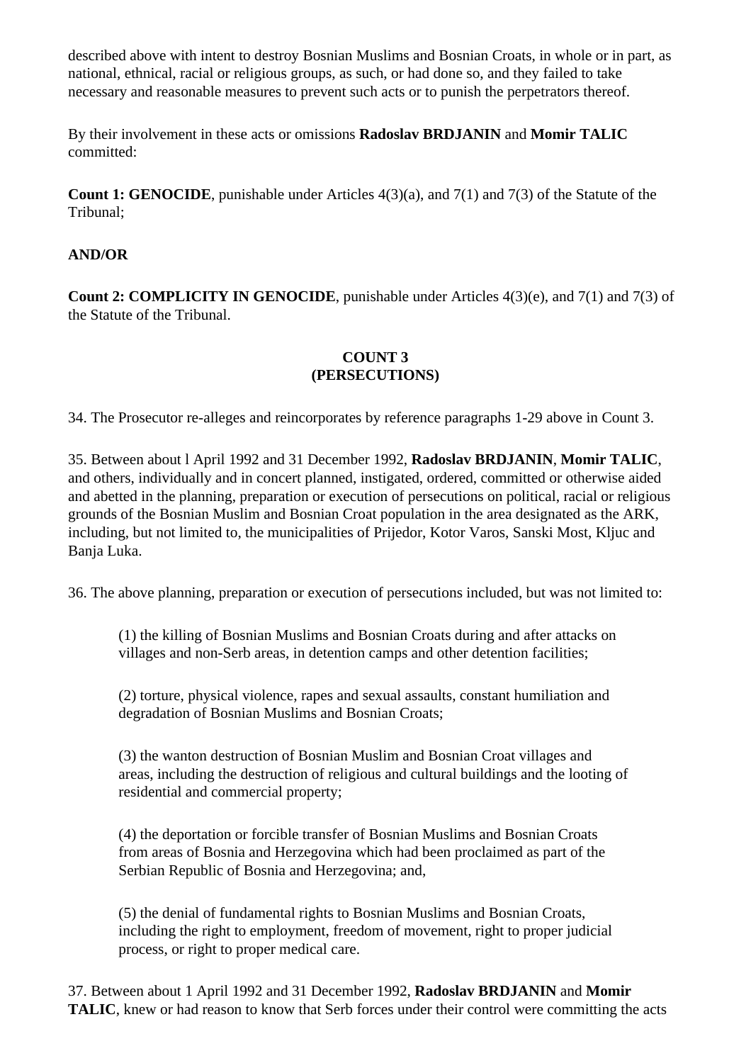described above with intent to destroy Bosnian Muslims and Bosnian Croats, in whole or in part, as national, ethnical, racial or religious groups, as such, or had done so, and they failed to take necessary and reasonable measures to prevent such acts or to punish the perpetrators thereof.

By their involvement in these acts or omissions **Radoslav BRDJANIN** and **Momir TALIC** committed:

**Count 1: GENOCIDE**, punishable under Articles 4(3)(a), and 7(1) and 7(3) of the Statute of the Tribunal;

**AND/OR**

**Count 2: COMPLICITY IN GENOCIDE**, punishable under Articles 4(3)(e), and 7(1) and 7(3) of the Statute of the Tribunal.

**COUNT 3**
**(PERSECUTIONS)**

34. The Prosecutor re-alleges and reincorporates by reference paragraphs 1-29 above in Count 3.

35. Between about l April 1992 and 31 December 1992, **Radoslav BRDJANIN**, **Momir TALIC**, and others, individually and in concert planned, instigated, ordered, committed or otherwise aided and abetted in the planning, preparation or execution of persecutions on political, racial or religious grounds of the Bosnian Muslim and Bosnian Croat population in the area designated as the ARK, including, but not limited to, the municipalities of Prijedor, Kotor Varos, Sanski Most, Kljuc and Banja Luka.

36. The above planning, preparation or execution of persecutions included, but was not limited to:

(1) the killing of Bosnian Muslims and Bosnian Croats during and after attacks on villages and non-Serb areas, in detention camps and other detention facilities;

(2) torture, physical violence, rapes and sexual assaults, constant humiliation and degradation of Bosnian Muslims and Bosnian Croats;

(3) the wanton destruction of Bosnian Muslim and Bosnian Croat villages and areas, including the destruction of religious and cultural buildings and the looting of residential and commercial property;

(4) the deportation or forcible transfer of Bosnian Muslims and Bosnian Croats from areas of Bosnia and Herzegovina which had been proclaimed as part of the Serbian Republic of Bosnia and Herzegovina; and,

(5) the denial of fundamental rights to Bosnian Muslims and Bosnian Croats, including the right to employment, freedom of movement, right to proper judicial process, or right to proper medical care.

37. Between about 1 April 1992 and 31 December 1992, **Radoslav BRDJANIN** and **Momir TALIC**, knew or had reason to know that Serb forces under their control were committing the acts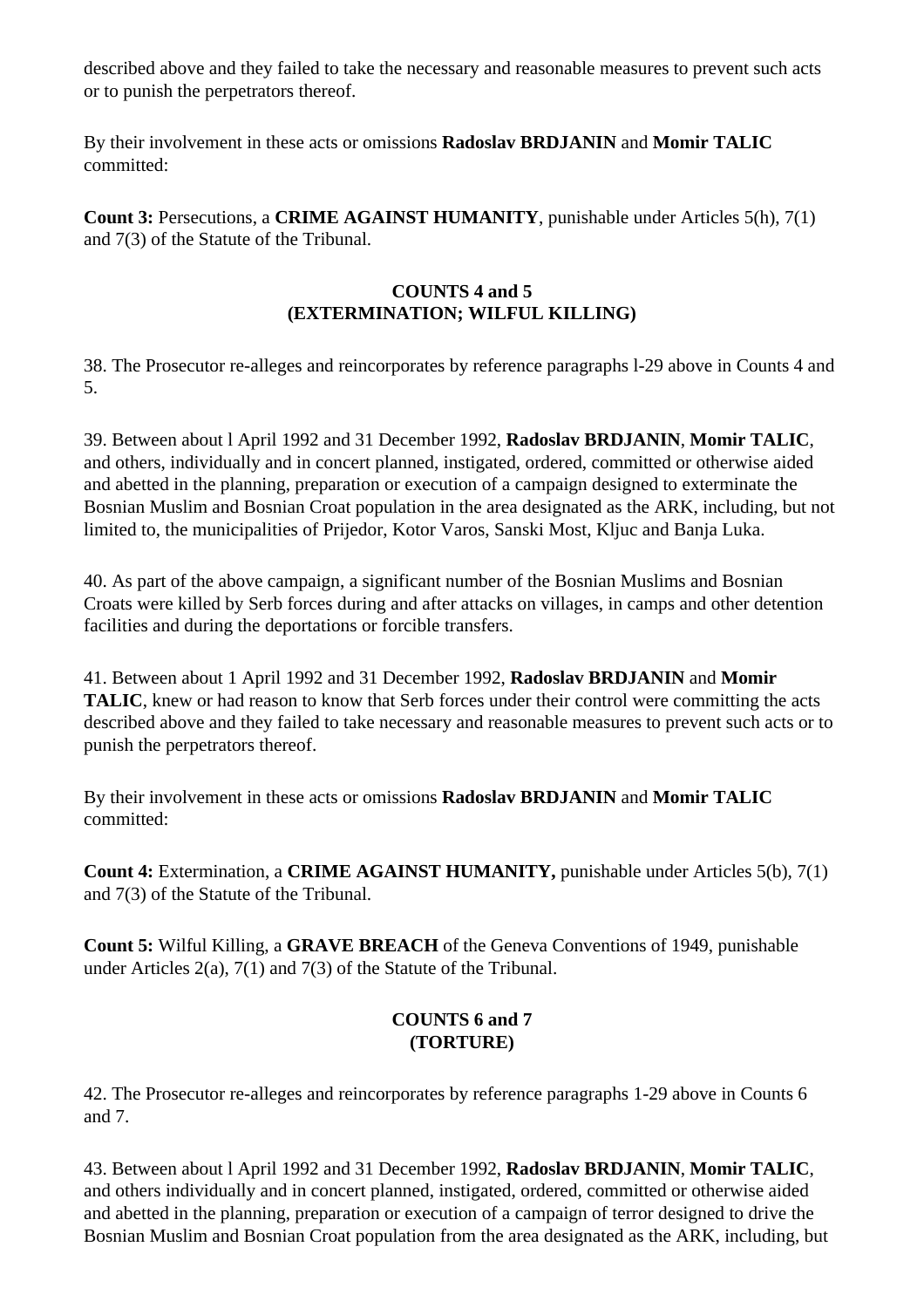described above and they failed to take the necessary and reasonable measures to prevent such acts or to punish the perpetrators thereof.

By their involvement in these acts or omissions **Radoslav BRDJANIN** and **Momir TALIC** committed:

**Count 3:** Persecutions, a **CRIME AGAINST HUMANITY**, punishable under Articles 5(h), 7(1) and 7(3) of the Statute of the Tribunal.

**COUNTS 4 and 5**
**(EXTERMINATION; WILFUL KILLING)**

38. The Prosecutor re-alleges and reincorporates by reference paragraphs l-29 above in Counts 4 and 5.

39. Between about l April 1992 and 31 December 1992, **Radoslav BRDJANIN**, **Momir TALIC**, and others, individually and in concert planned, instigated, ordered, committed or otherwise aided and abetted in the planning, preparation or execution of a campaign designed to exterminate the Bosnian Muslim and Bosnian Croat population in the area designated as the ARK, including, but not limited to, the municipalities of Prijedor, Kotor Varos, Sanski Most, Kljuc and Banja Luka.

40. As part of the above campaign, a significant number of the Bosnian Muslims and Bosnian Croats were killed by Serb forces during and after attacks on villages, in camps and other detention facilities and during the deportations or forcible transfers.

41. Between about 1 April 1992 and 31 December 1992, **Radoslav BRDJANIN** and **Momir TALIC**, knew or had reason to know that Serb forces under their control were committing the acts described above and they failed to take necessary and reasonable measures to prevent such acts or to punish the perpetrators thereof.

By their involvement in these acts or omissions **Radoslav BRDJANIN** and **Momir TALIC** committed:

**Count 4:** Extermination, a **CRIME AGAINST HUMANITY,** punishable under Articles 5(b), 7(1) and 7(3) of the Statute of the Tribunal.

**Count 5:** Wilful Killing, a **GRAVE BREACH** of the Geneva Conventions of 1949, punishable under Articles 2(a), 7(1) and 7(3) of the Statute of the Tribunal.

**COUNTS 6 and 7**
**(TORTURE)**

42. The Prosecutor re-alleges and reincorporates by reference paragraphs 1-29 above in Counts 6 and 7.

43. Between about l April 1992 and 31 December 1992, **Radoslav BRDJANIN**, **Momir TALIC**, and others individually and in concert planned, instigated, ordered, committed or otherwise aided and abetted in the planning, preparation or execution of a campaign of terror designed to drive the Bosnian Muslim and Bosnian Croat population from the area designated as the ARK, including, but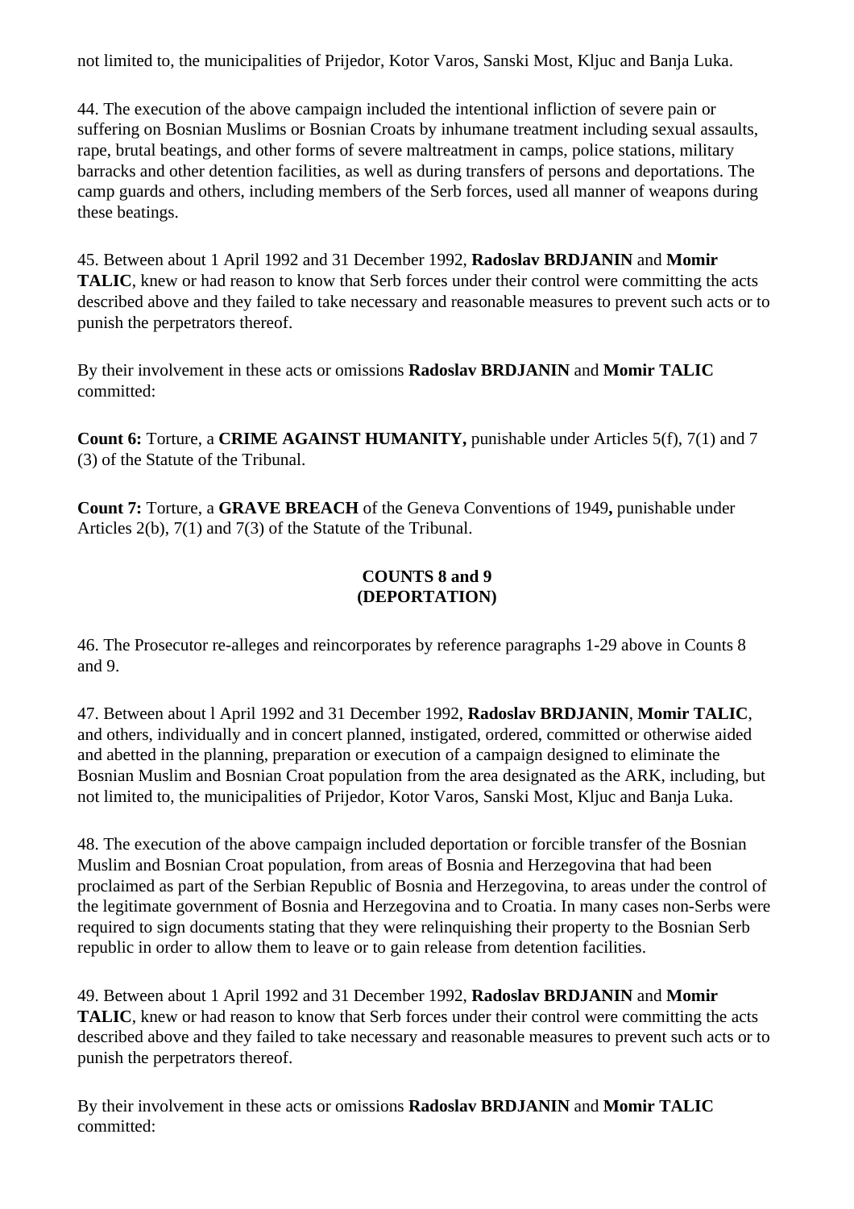not limited to, the municipalities of Prijedor, Kotor Varos, Sanski Most, Kljuc and Banja Luka.

44. The execution of the above campaign included the intentional infliction of severe pain or suffering on Bosnian Muslims or Bosnian Croats by inhumane treatment including sexual assaults, rape, brutal beatings, and other forms of severe maltreatment in camps, police stations, military barracks and other detention facilities, as well as during transfers of persons and deportations. The camp guards and others, including members of the Serb forces, used all manner of weapons during these beatings.

45. Between about 1 April 1992 and 31 December 1992, **Radoslav BRDJANIN** and **Momir TALIC**, knew or had reason to know that Serb forces under their control were committing the acts described above and they failed to take necessary and reasonable measures to prevent such acts or to punish the perpetrators thereof.

By their involvement in these acts or omissions **Radoslav BRDJANIN** and **Momir TALIC** committed:

**Count 6:** Torture, a **CRIME AGAINST HUMANITY,** punishable under Articles 5(f), 7(1) and 7 (3) of the Statute of the Tribunal.

**Count 7:** Torture, a **GRAVE BREACH** of the Geneva Conventions of 1949**,** punishable under Articles 2(b), 7(1) and 7(3) of the Statute of the Tribunal.

### COUNTS 8 and 9
### (DEPORTATION)

46. The Prosecutor re-alleges and reincorporates by reference paragraphs 1-29 above in Counts 8 and 9.

47. Between about l April 1992 and 31 December 1992, **Radoslav BRDJANIN**, **Momir TALIC**, and others, individually and in concert planned, instigated, ordered, committed or otherwise aided and abetted in the planning, preparation or execution of a campaign designed to eliminate the Bosnian Muslim and Bosnian Croat population from the area designated as the ARK, including, but not limited to, the municipalities of Prijedor, Kotor Varos, Sanski Most, Kljuc and Banja Luka.

48. The execution of the above campaign included deportation or forcible transfer of the Bosnian Muslim and Bosnian Croat population, from areas of Bosnia and Herzegovina that had been proclaimed as part of the Serbian Republic of Bosnia and Herzegovina, to areas under the control of the legitimate government of Bosnia and Herzegovina and to Croatia. In many cases non-Serbs were required to sign documents stating that they were relinquishing their property to the Bosnian Serb republic in order to allow them to leave or to gain release from detention facilities.

49. Between about 1 April 1992 and 31 December 1992, **Radoslav BRDJANIN** and **Momir TALIC**, knew or had reason to know that Serb forces under their control were committing the acts described above and they failed to take necessary and reasonable measures to prevent such acts or to punish the perpetrators thereof.

By their involvement in these acts or omissions **Radoslav BRDJANIN** and **Momir TALIC** committed: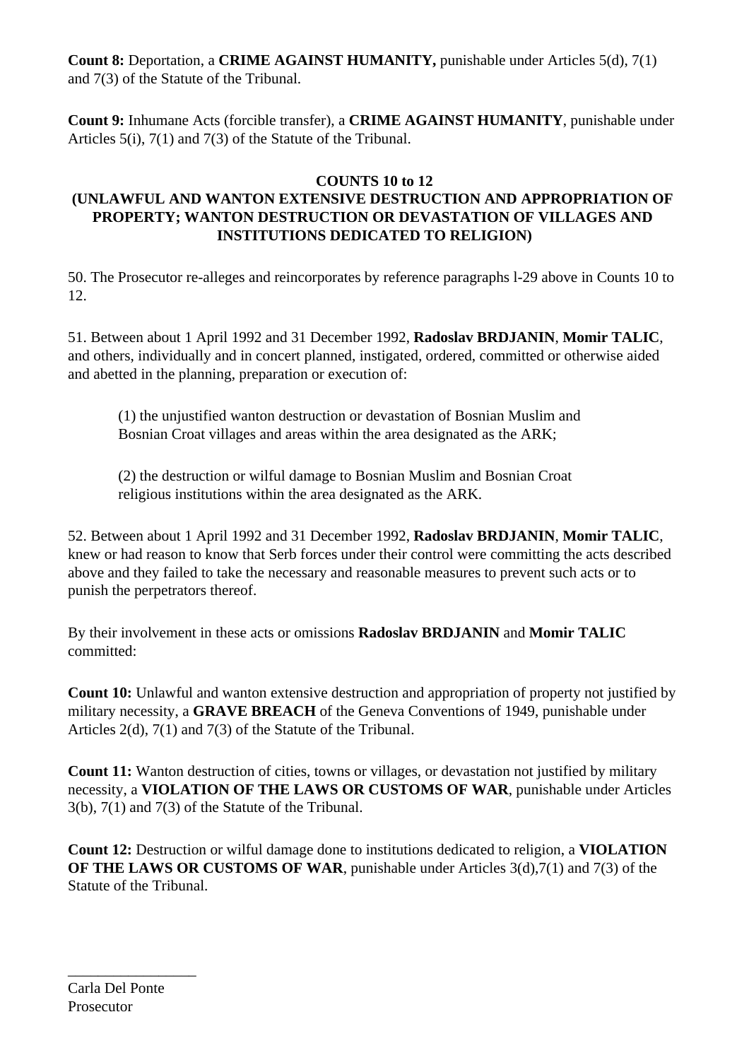**Count 8:** Deportation, a **CRIME AGAINST HUMANITY,** punishable under Articles 5(d), 7(1) and 7(3) of the Statute of the Tribunal.

**Count 9:** Inhumane Acts (forcible transfer), a **CRIME AGAINST HUMANITY**, punishable under Articles 5(i), 7(1) and 7(3) of the Statute of the Tribunal.

**COUNTS 10 to 12**
**(UNLAWFUL AND WANTON EXTENSIVE DESTRUCTION AND APPROPRIATION OF PROPERTY; WANTON DESTRUCTION OR DEVASTATION OF VILLAGES AND INSTITUTIONS DEDICATED TO RELIGION)**

50. The Prosecutor re-alleges and reincorporates by reference paragraphs l-29 above in Counts 10 to 12.

51. Between about 1 April 1992 and 31 December 1992, **Radoslav BRDJANIN**, **Momir TALIC**, and others, individually and in concert planned, instigated, ordered, committed or otherwise aided and abetted in the planning, preparation or execution of:

(1) the unjustified wanton destruction or devastation of Bosnian Muslim and Bosnian Croat villages and areas within the area designated as the ARK;

(2) the destruction or wilful damage to Bosnian Muslim and Bosnian Croat religious institutions within the area designated as the ARK.

52. Between about 1 April 1992 and 31 December 1992, **Radoslav BRDJANIN**, **Momir TALIC**, knew or had reason to know that Serb forces under their control were committing the acts described above and they failed to take the necessary and reasonable measures to prevent such acts or to punish the perpetrators thereof.

By their involvement in these acts or omissions **Radoslav BRDJANIN** and **Momir TALIC** committed:

**Count 10:** Unlawful and wanton extensive destruction and appropriation of property not justified by military necessity, a **GRAVE BREACH** of the Geneva Conventions of 1949, punishable under Articles 2(d), 7(1) and 7(3) of the Statute of the Tribunal.

**Count 11:** Wanton destruction of cities, towns or villages, or devastation not justified by military necessity, a **VIOLATION OF THE LAWS OR CUSTOMS OF WAR**, punishable under Articles 3(b), 7(1) and 7(3) of the Statute of the Tribunal.

**Count 12:** Destruction or wilful damage done to institutions dedicated to religion, a **VIOLATION OF THE LAWS OR CUSTOMS OF WAR**, punishable under Articles 3(d),7(1) and 7(3) of the Statute of the Tribunal.

_________________
Carla Del Ponte
Prosecutor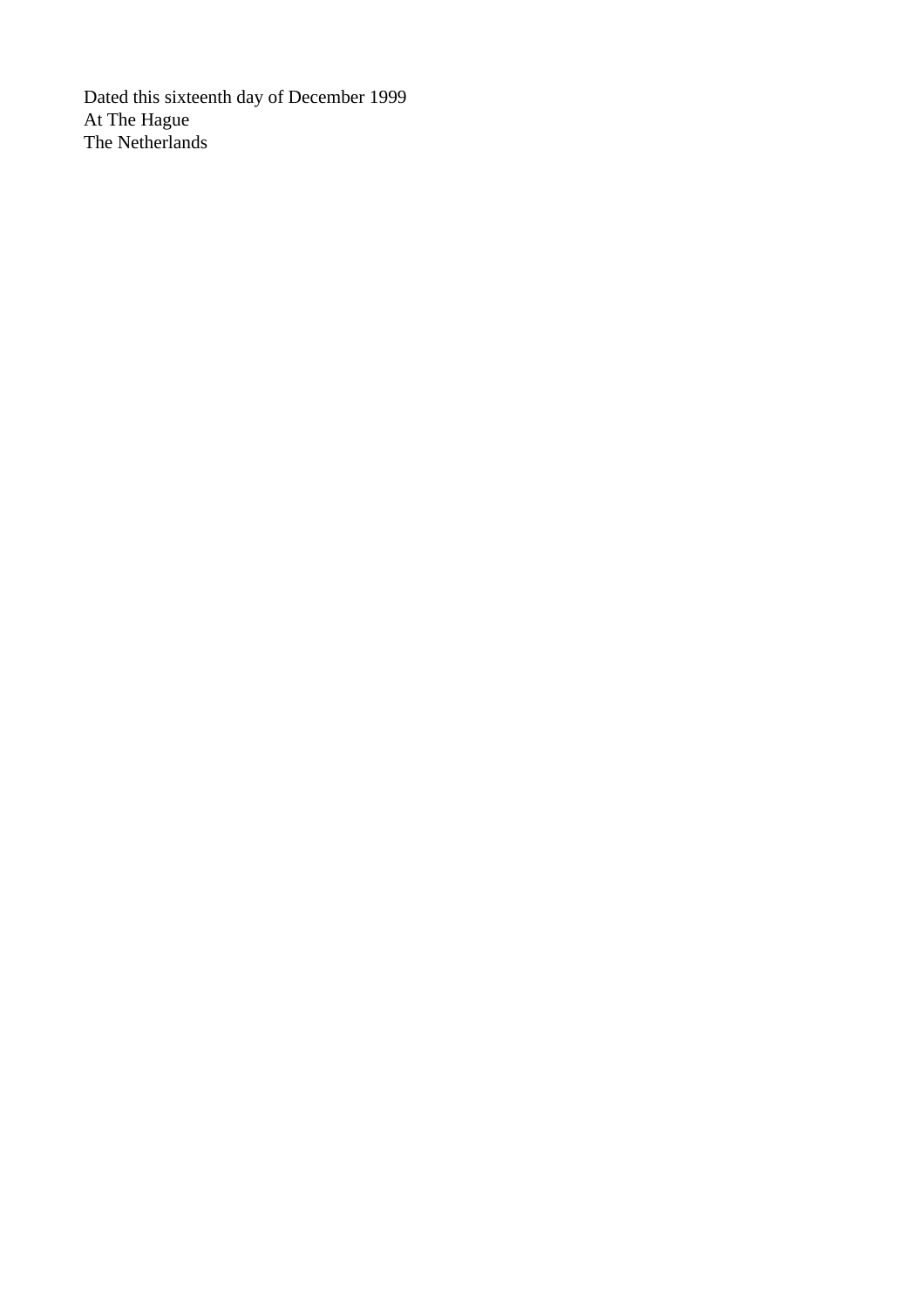Dated this sixteenth day of December 1999
At The Hague
The Netherlands